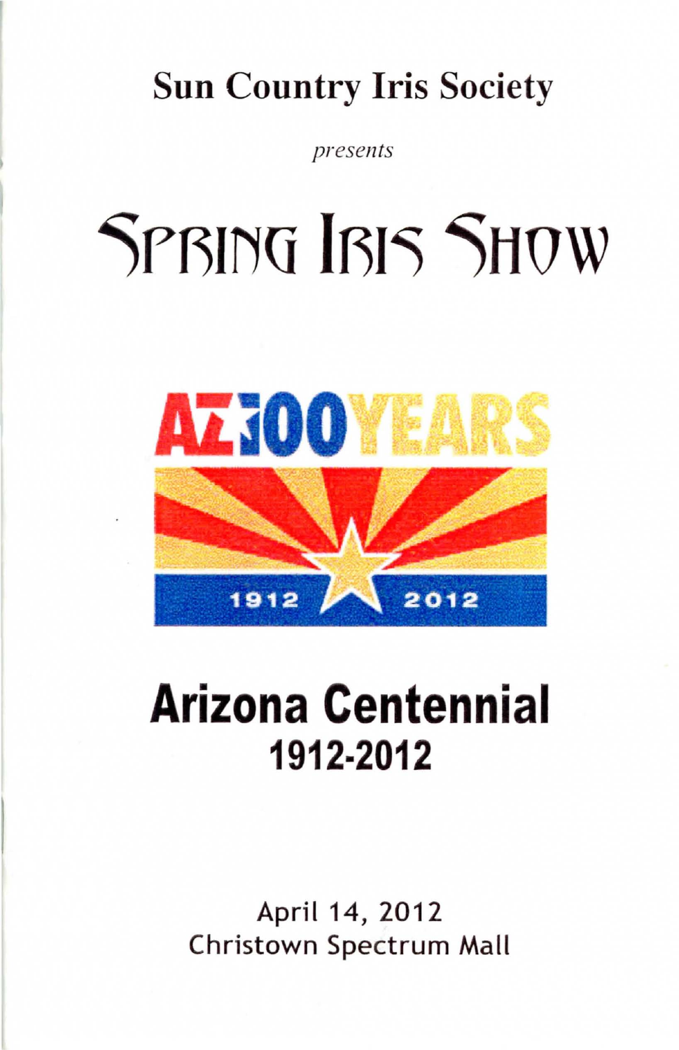# Sun Country Iris Society

*presents*

# Spring Iris Show

AZ 100 YEARS

1912 2012

## Arizona Centennial
## 1912-2012

April 14, 2012
Christown Spectrum Mall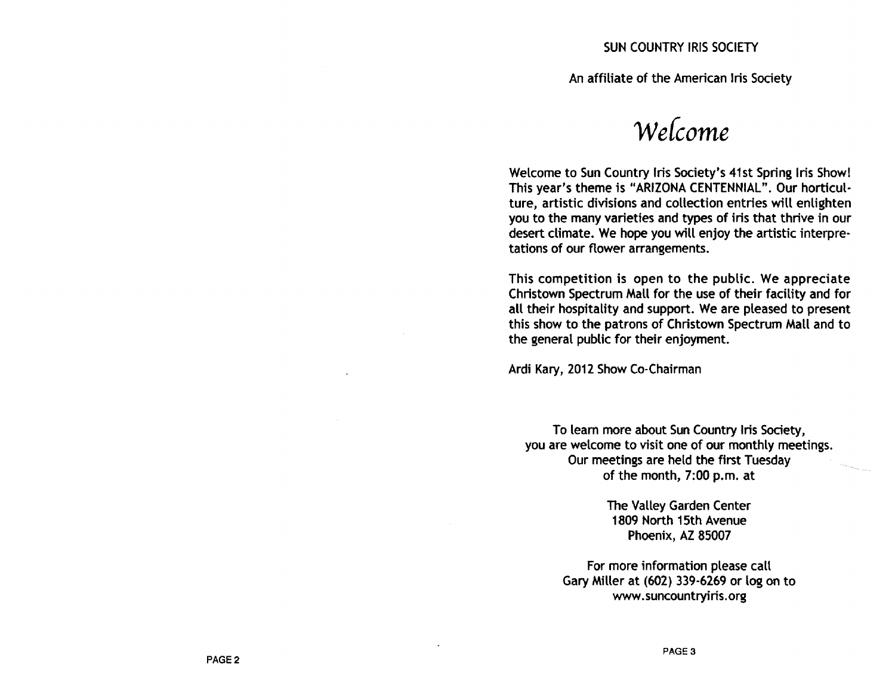SUN COUNTRY IRIS SOCIETY

An affiliate of the American Iris Society

# *Welcome*

Welcome to Sun Country Iris Society's 41st Spring Iris Show! This year's theme is "ARIZONA CENTENNIAL". Our horticulture, artistic divisions and collection entries will enlighten you to the many varieties and types of iris that thrive in our desert climate. We hope you will enjoy the artistic interpretations of our flower arrangements.

This competition is open to the public. We appreciate Christown Spectrum Mall for the use of their facility and for all their hospitality and support. We are pleased to present this show to the patrons of Christown Spectrum Mall and to the general public for their enjoyment.

Ardi Kary, 2012 Show Co-Chairman

To learn more about Sun Country Iris Society,
you are welcome to visit one of our monthly meetings.
Our meetings are held the first Tuesday
of the month, 7:00 p.m. at

The Valley Garden Center
1809 North 15th Avenue
Phoenix, AZ 85007

For more information please call
Gary Miller at (602) 339-6269 or log on to
www.suncountryiris.org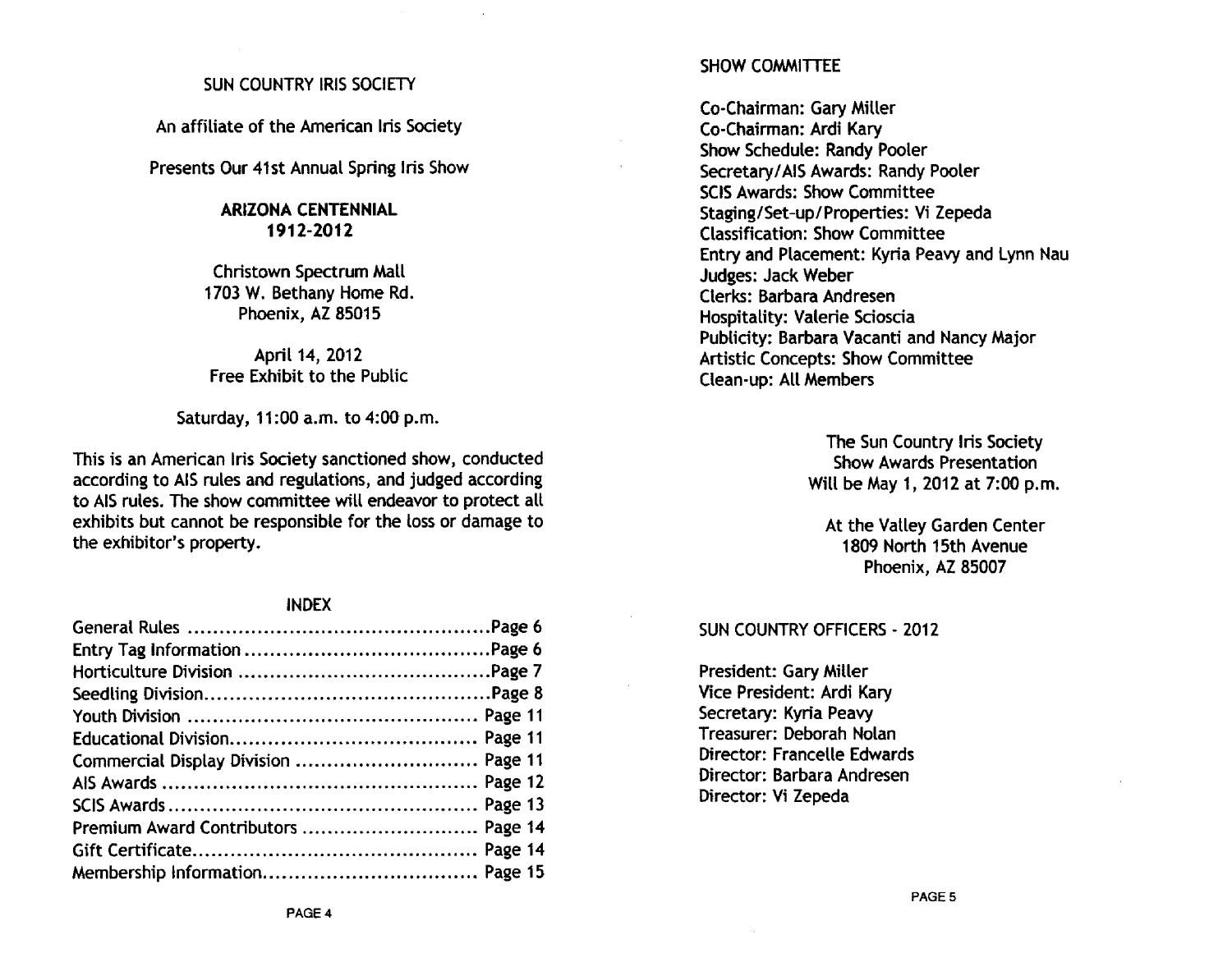# SUN COUNTRY IRIS SOCIETY

An affiliate of the American Iris Society

Presents Our 41st Annual Spring Iris Show

## ARIZONA CENTENNIAL 1912-2012

Christown Spectrum Mall
1703 W. Bethany Home Rd.
Phoenix, AZ 85015

April 14, 2012
Free Exhibit to the Public

Saturday, 11:00 a.m. to 4:00 p.m.

This is an American Iris Society sanctioned show, conducted according to AIS rules and regulations, and judged according to AIS rules. The show committee will endeavor to protect all exhibits but cannot be responsible for the loss or damage to the exhibitor's property.

## INDEX

| Section | Page |
| --- | --- |
| General Rules | Page 6 |
| Entry Tag Information | Page 6 |
| Horticulture Division | Page 7 |
| Seedling Division | Page 8 |
| Youth Division | Page 11 |
| Educational Division | Page 11 |
| Commercial Display Division | Page 11 |
| AIS Awards | Page 12 |
| SCIS Awards | Page 13 |
| Premium Award Contributors | Page 14 |
| Gift Certificate | Page 14 |
| Membership Information | Page 15 |

## SHOW COMMITTEE

Co-Chairman: Gary Miller
Co-Chairman: Ardi Kary
Show Schedule: Randy Pooler
Secretary/AIS Awards: Randy Pooler
SCIS Awards: Show Committee
Staging/Set-up/Properties: Vi Zepeda
Classification: Show Committee
Entry and Placement: Kyria Peavy and Lynn Nau
Judges: Jack Weber
Clerks: Barbara Andresen
Hospitality: Valerie Scioscia
Publicity: Barbara Vacanti and Nancy Major
Artistic Concepts: Show Committee
Clean-up: All Members

The Sun Country Iris Society
Show Awards Presentation
Will be May 1, 2012 at 7:00 p.m.

At the Valley Garden Center
1809 North 15th Avenue
Phoenix, AZ 85007

## SUN COUNTRY OFFICERS - 2012

President: Gary Miller
Vice President: Ardi Kary
Secretary: Kyria Peavy
Treasurer: Deborah Nolan
Director: Francelle Edwards
Director: Barbara Andresen
Director: Vi Zepeda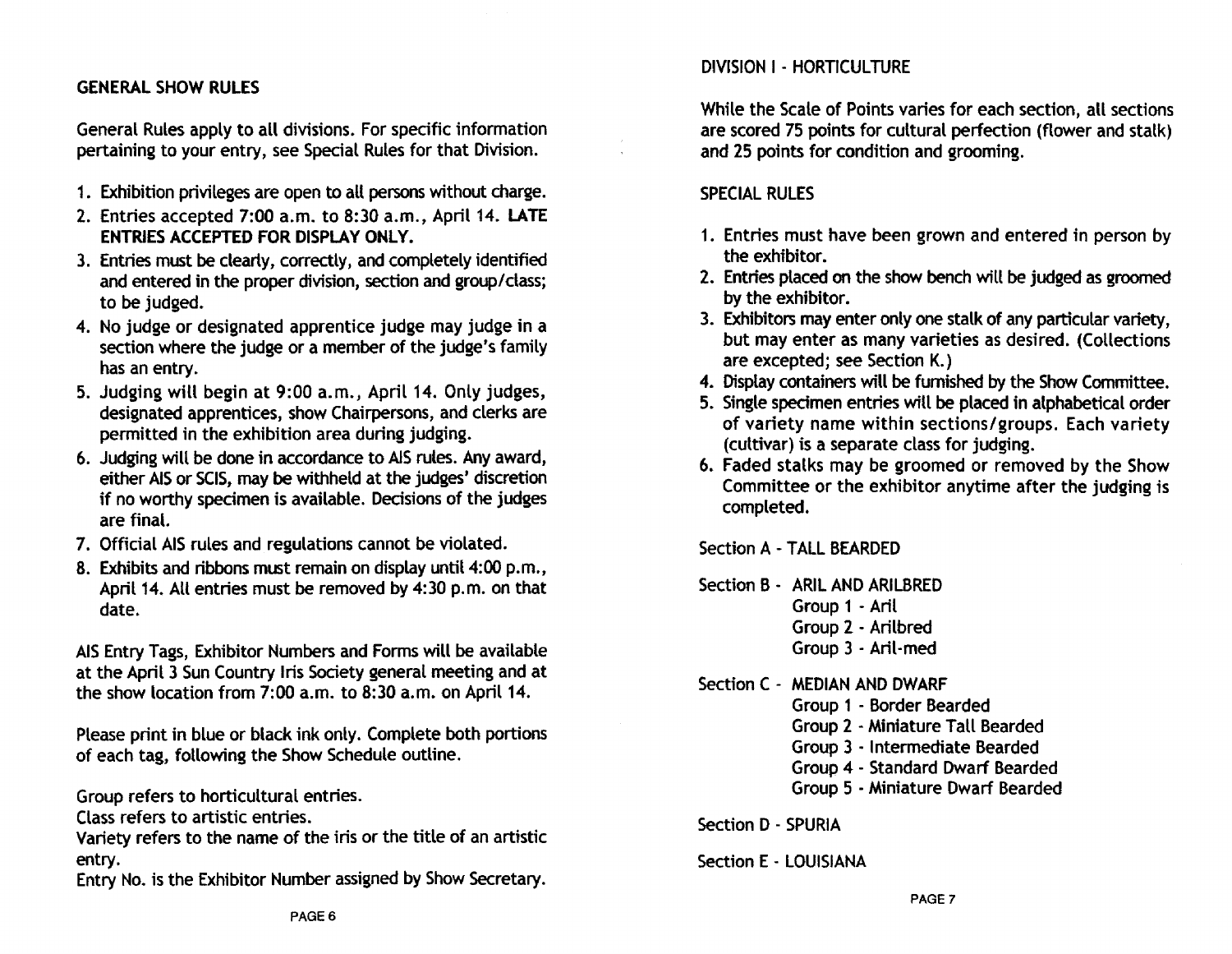## GENERAL SHOW RULES

General Rules apply to all divisions. For specific information pertaining to your entry, see Special Rules for that Division.

1. Exhibition privileges are open to all persons without charge.
2. Entries accepted 7:00 a.m. to 8:30 a.m., April 14. **LATE ENTRIES ACCEPTED FOR DISPLAY ONLY.**
3. Entries must be clearly, correctly, and completely identified and entered in the proper division, section and group/class; to be judged.
4. No judge or designated apprentice judge may judge in a section where the judge or a member of the judge's family has an entry.
5. Judging will begin at 9:00 a.m., April 14. Only judges, designated apprentices, show Chairpersons, and clerks are permitted in the exhibition area during judging.
6. Judging will be done in accordance to AIS rules. Any award, either AIS or SCIS, may be withheld at the judges' discretion if no worthy specimen is available. Decisions of the judges are final.
7. Official AIS rules and regulations cannot be violated.
8. Exhibits and ribbons must remain on display until 4:00 p.m., April 14. All entries must be removed by 4:30 p.m. on that date.

AIS Entry Tags, Exhibitor Numbers and Forms will be available at the April 3 Sun Country Iris Society general meeting and at the show location from 7:00 a.m. to 8:30 a.m. on April 14.

Please print in blue or black ink only. Complete both portions of each tag, following the Show Schedule outline.

Group refers to horticultural entries.
Class refers to artistic entries.
Variety refers to the name of the iris or the title of an artistic entry.
Entry No. is the Exhibitor Number assigned by Show Secretary.

## DIVISION I - HORTICULTURE

While the Scale of Points varies for each section, all sections are scored 75 points for cultural perfection (flower and stalk) and 25 points for condition and grooming.

### SPECIAL RULES

1. Entries must have been grown and entered in person by the exhibitor.
2. Entries placed on the show bench will be judged as groomed by the exhibitor.
3. Exhibitors may enter only one stalk of any particular variety, but may enter as many varieties as desired. (Collections are excepted; see Section K.)
4. Display containers will be furnished by the Show Committee.
5. Single specimen entries will be placed in alphabetical order of variety name within sections/groups. Each variety (cultivar) is a separate class for judging.
6. Faded stalks may be groomed or removed by the Show Committee or the exhibitor anytime after the judging is completed.

Section A - TALL BEARDED

Section B - ARIL AND ARILBRED
- Group 1 - Aril
- Group 2 - Arilbred
- Group 3 - Aril-med

Section C - MEDIAN AND DWARF
- Group 1 - Border Bearded
- Group 2 - Miniature Tall Bearded
- Group 3 - Intermediate Bearded
- Group 4 - Standard Dwarf Bearded
- Group 5 - Miniature Dwarf Bearded

Section D - SPURIA

Section E - LOUISIANA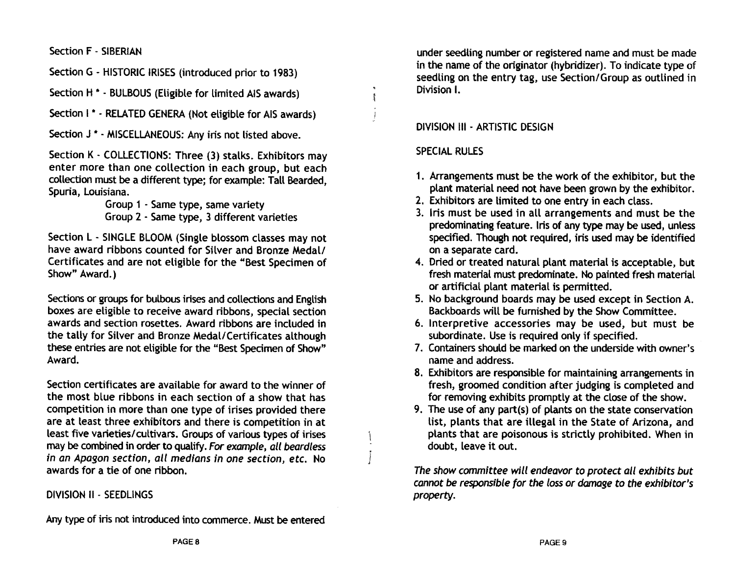Section F - SIBERIAN

Section G - HISTORIC IRISES (introduced prior to 1983)

Section H * - BULBOUS (Eligible for limited AIS awards)

Section I * - RELATED GENERA (Not eligible for AIS awards)

Section J * - MISCELLANEOUS: Any iris not listed above.

Section K - COLLECTIONS: Three (3) stalks. Exhibitors may enter more than one collection in each group, but each collection must be a different type; for example: Tall Bearded, Spuria, Louisiana.

Group 1 - Same type, same variety
Group 2 - Same type, 3 different varieties

Section L - SINGLE BLOOM (Single blossom classes may not have award ribbons counted for Silver and Bronze Medal/ Certificates and are not eligible for the "Best Specimen of Show" Award.)

Sections or groups for bulbous irises and collections and English boxes are eligible to receive award ribbons, special section awards and section rosettes. Award ribbons are included in the tally for Silver and Bronze Medal/Certificates although these entries are not eligible for the "Best Specimen of Show" Award.

Section certificates are available for award to the winner of the most blue ribbons in each section of a show that has competition in more than one type of irises provided there are at least three exhibitors and there is competition in at least five varieties/cultivars. Groups of various types of irises may be combined in order to qualify. *For example, all beardless in an Apagon section, all medians in one section, etc.* No awards for a tie of one ribbon.

DIVISION II - SEEDLINGS

Any type of iris not introduced into commerce. Must be entered under seedling number or registered name and must be made in the name of the originator (hybridizer). To indicate type of seedling on the entry tag, use Section/Group as outlined in Division I.

DIVISION III - ARTISTIC DESIGN

SPECIAL RULES

1. Arrangements must be the work of the exhibitor, but the plant material need not have been grown by the exhibitor.
2. Exhibitors are limited to one entry in each class.
3. Iris must be used in all arrangements and must be the predominating feature. Iris of any type may be used, unless specified. Though not required, iris used may be identified on a separate card.
4. Dried or treated natural plant material is acceptable, but fresh material must predominate. No painted fresh material or artificial plant material is permitted.
5. No background boards may be used except in Section A. Backboards will be furnished by the Show Committee.
6. Interpretive accessories may be used, but must be subordinate. Use is required only if specified.
7. Containers should be marked on the underside with owner's name and address.
8. Exhibitors are responsible for maintaining arrangements in fresh, groomed condition after judging is completed and for removing exhibits promptly at the close of the show.
9. The use of any part(s) of plants on the state conservation list, plants that are illegal in the State of Arizona, and plants that are poisonous is strictly prohibited. When in doubt, leave it out.

*The show committee will endeavor to protect all exhibits but cannot be responsible for the loss or damage to the exhibitor's property.*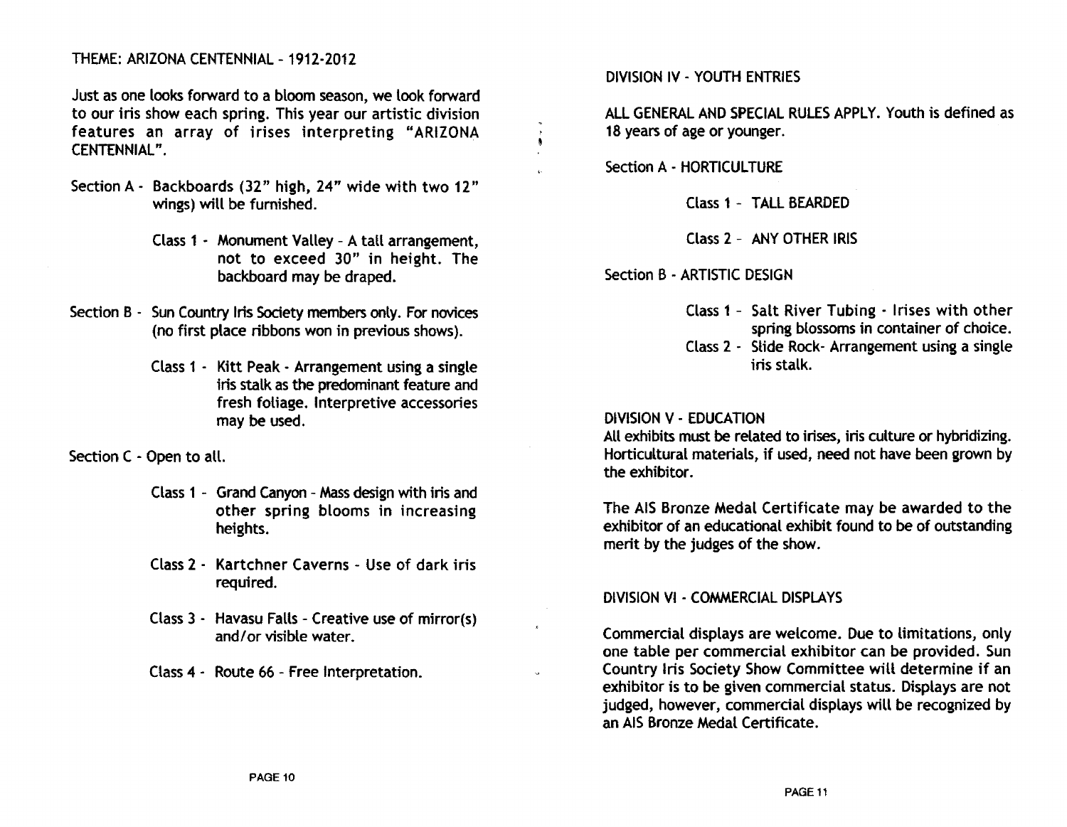THEME: ARIZONA CENTENNIAL - 1912-2012

Just as one looks forward to a bloom season, we look forward to our iris show each spring. This year our artistic division features an array of irises interpreting "ARIZONA CENTENNIAL".

Section A - Backboards (32" high, 24" wide with two 12" wings) will be furnished.

- Class 1 - Monument Valley - A tall arrangement, not to exceed 30" in height. The backboard may be draped.

Section B - Sun Country Iris Society members only. For novices (no first place ribbons won in previous shows).

- Class 1 - Kitt Peak - Arrangement using a single iris stalk as the predominant feature and fresh foliage. Interpretive accessories may be used.

Section C - Open to all.

- Class 1 - Grand Canyon - Mass design with iris and other spring blooms in increasing heights.
- Class 2 - Kartchner Caverns - Use of dark iris required.
- Class 3 - Havasu Falls - Creative use of mirror(s) and/or visible water.
- Class 4 - Route 66 - Free Interpretation.

DIVISION IV - YOUTH ENTRIES

ALL GENERAL AND SPECIAL RULES APPLY. Youth is defined as 18 years of age or younger.

Section A - HORTICULTURE

- Class 1 - TALL BEARDED
- Class 2 - ANY OTHER IRIS

Section B - ARTISTIC DESIGN

- Class 1 - Salt River Tubing - Irises with other spring blossoms in container of choice.
- Class 2 - Slide Rock- Arrangement using a single iris stalk.

DIVISION V - EDUCATION

All exhibits must be related to irises, iris culture or hybridizing. Horticultural materials, if used, need not have been grown by the exhibitor.

The AIS Bronze Medal Certificate may be awarded to the exhibitor of an educational exhibit found to be of outstanding merit by the judges of the show.

DIVISION VI - COMMERCIAL DISPLAYS

Commercial displays are welcome. Due to limitations, only one table per commercial exhibitor can be provided. Sun Country Iris Society Show Committee will determine if an exhibitor is to be given commercial status. Displays are not judged, however, commercial displays will be recognized by an AIS Bronze Medal Certificate.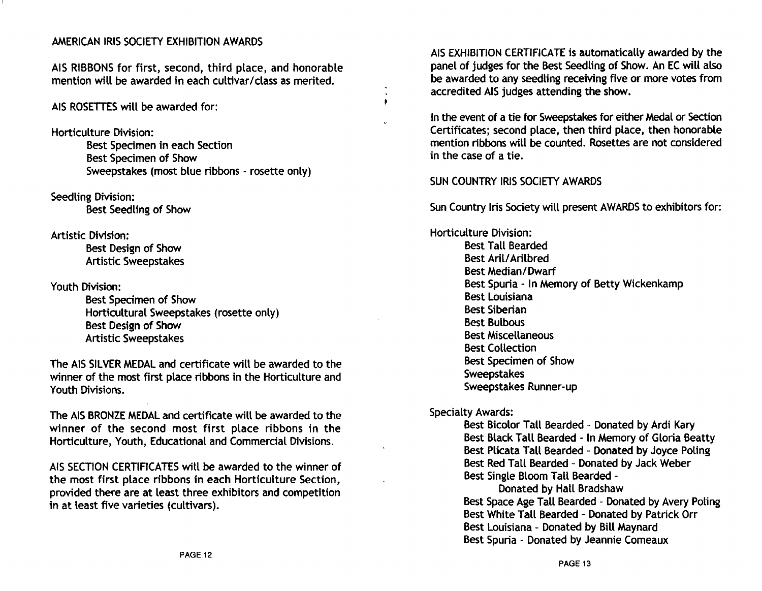## AMERICAN IRIS SOCIETY EXHIBITION AWARDS

AIS RIBBONS for first, second, third place, and honorable mention will be awarded in each cultivar/class as merited.

AIS ROSETTES will be awarded for:

Horticulture Division:
- Best Specimen in each Section
- Best Specimen of Show
- Sweepstakes (most blue ribbons - rosette only)

Seedling Division:
- Best Seedling of Show

Artistic Division:
- Best Design of Show
- Artistic Sweepstakes

Youth Division:
- Best Specimen of Show
- Horticultural Sweepstakes (rosette only)
- Best Design of Show
- Artistic Sweepstakes

The AIS SILVER MEDAL and certificate will be awarded to the winner of the most first place ribbons in the Horticulture and Youth Divisions.

The AIS BRONZE MEDAL and certificate will be awarded to the winner of the second most first place ribbons in the Horticulture, Youth, Educational and Commercial Divisions.

AIS SECTION CERTIFICATES will be awarded to the winner of the most first place ribbons in each Horticulture Section, provided there are at least three exhibitors and competition in at least five varieties (cultivars).

AIS EXHIBITION CERTIFICATE is automatically awarded by the panel of judges for the Best Seedling of Show. An EC will also be awarded to any seedling receiving five or more votes from accredited AIS judges attending the show.

In the event of a tie for Sweepstakes for either Medal or Section Certificates; second place, then third place, then honorable mention ribbons will be counted. Rosettes are not considered in the case of a tie.

## SUN COUNTRY IRIS SOCIETY AWARDS

Sun Country Iris Society will present AWARDS to exhibitors for:

Horticulture Division:
- Best Tall Bearded
- Best Aril/Arilbred
- Best Median/Dwarf
- Best Spuria - In Memory of Betty Wickenkamp
- Best Louisiana
- Best Siberian
- Best Bulbous
- Best Miscellaneous
- Best Collection
- Best Specimen of Show
- Sweepstakes
- Sweepstakes Runner-up

Specialty Awards:
- Best Bicolor Tall Bearded - Donated by Ardi Kary
- Best Black Tall Bearded - In Memory of Gloria Beatty
- Best Plicata Tall Bearded - Donated by Joyce Poling
- Best Red Tall Bearded - Donated by Jack Weber
- Best Single Bloom Tall Bearded - Donated by Hall Bradshaw
- Best Space Age Tall Bearded - Donated by Avery Poling
- Best White Tall Bearded - Donated by Patrick Orr
- Best Louisiana - Donated by Bill Maynard
- Best Spuria - Donated by Jeannie Comeaux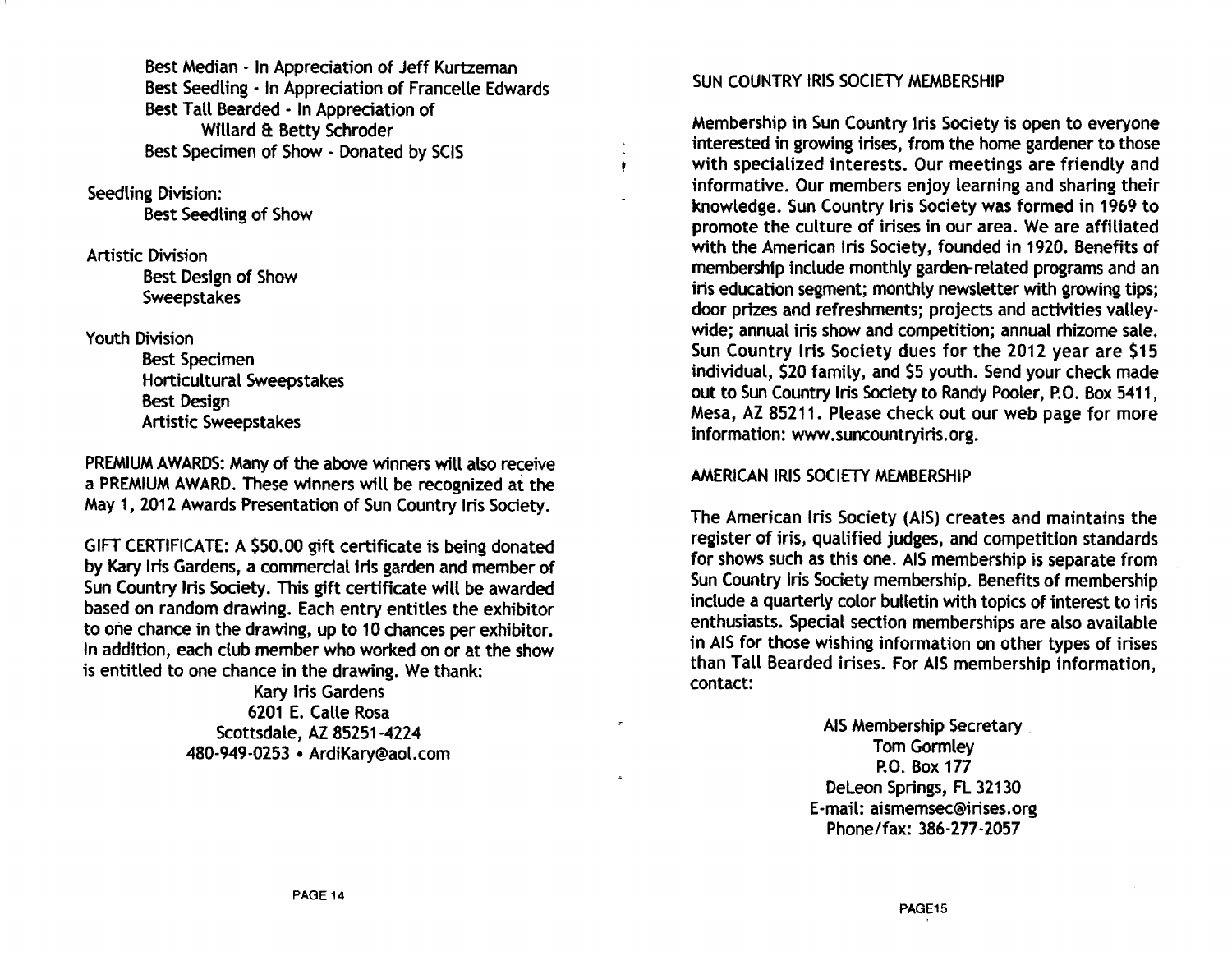Best Median - In Appreciation of Jeff Kurtzeman
Best Seedling - In Appreciation of Francelle Edwards
Best Tall Bearded - In Appreciation of
Willard & Betty Schroder
Best Specimen of Show - Donated by SCIS

Seedling Division:
- Best Seedling of Show

Artistic Division
- Best Design of Show
- Sweepstakes

Youth Division
- Best Specimen
- Horticultural Sweepstakes
- Best Design
- Artistic Sweepstakes

PREMIUM AWARDS: Many of the above winners will also receive a PREMIUM AWARD. These winners will be recognized at the May 1, 2012 Awards Presentation of Sun Country Iris Society.

GIFT CERTIFICATE: A $50.00 gift certificate is being donated by Kary Iris Gardens, a commercial iris garden and member of Sun Country Iris Society. This gift certificate will be awarded based on random drawing. Each entry entitles the exhibitor to one chance in the drawing, up to 10 chances per exhibitor. In addition, each club member who worked on or at the show is entitled to one chance in the drawing. We thank:

Kary Iris Gardens
6201 E. Calle Rosa
Scottsdale, AZ 85251-4224
480-949-0253 • ArdiKary@aol.com

## SUN COUNTRY IRIS SOCIETY MEMBERSHIP

Membership in Sun Country Iris Society is open to everyone interested in growing irises, from the home gardener to those with specialized interests. Our meetings are friendly and informative. Our members enjoy learning and sharing their knowledge. Sun Country Iris Society was formed in 1969 to promote the culture of irises in our area. We are affiliated with the American Iris Society, founded in 1920. Benefits of membership include monthly garden-related programs and an iris education segment; monthly newsletter with growing tips; door prizes and refreshments; projects and activities valley-wide; annual iris show and competition; annual rhizome sale. Sun Country Iris Society dues for the 2012 year are $15 individual, $20 family, and $5 youth. Send your check made out to Sun Country Iris Society to Randy Pooler, P.O. Box 5411, Mesa, AZ 85211. Please check out our web page for more information: www.suncountryiris.org.

## AMERICAN IRIS SOCIETY MEMBERSHIP

The American Iris Society (AIS) creates and maintains the register of iris, qualified judges, and competition standards for shows such as this one. AIS membership is separate from Sun Country Iris Society membership. Benefits of membership include a quarterly color bulletin with topics of interest to iris enthusiasts. Special section memberships are also available in AIS for those wishing information on other types of irises than Tall Bearded irises. For AIS membership information, contact:

AIS Membership Secretary
Tom Gormley
P.O. Box 177
DeLeon Springs, FL 32130
E-mail: aismemsec@irises.org
Phone/fax: 386-277-2057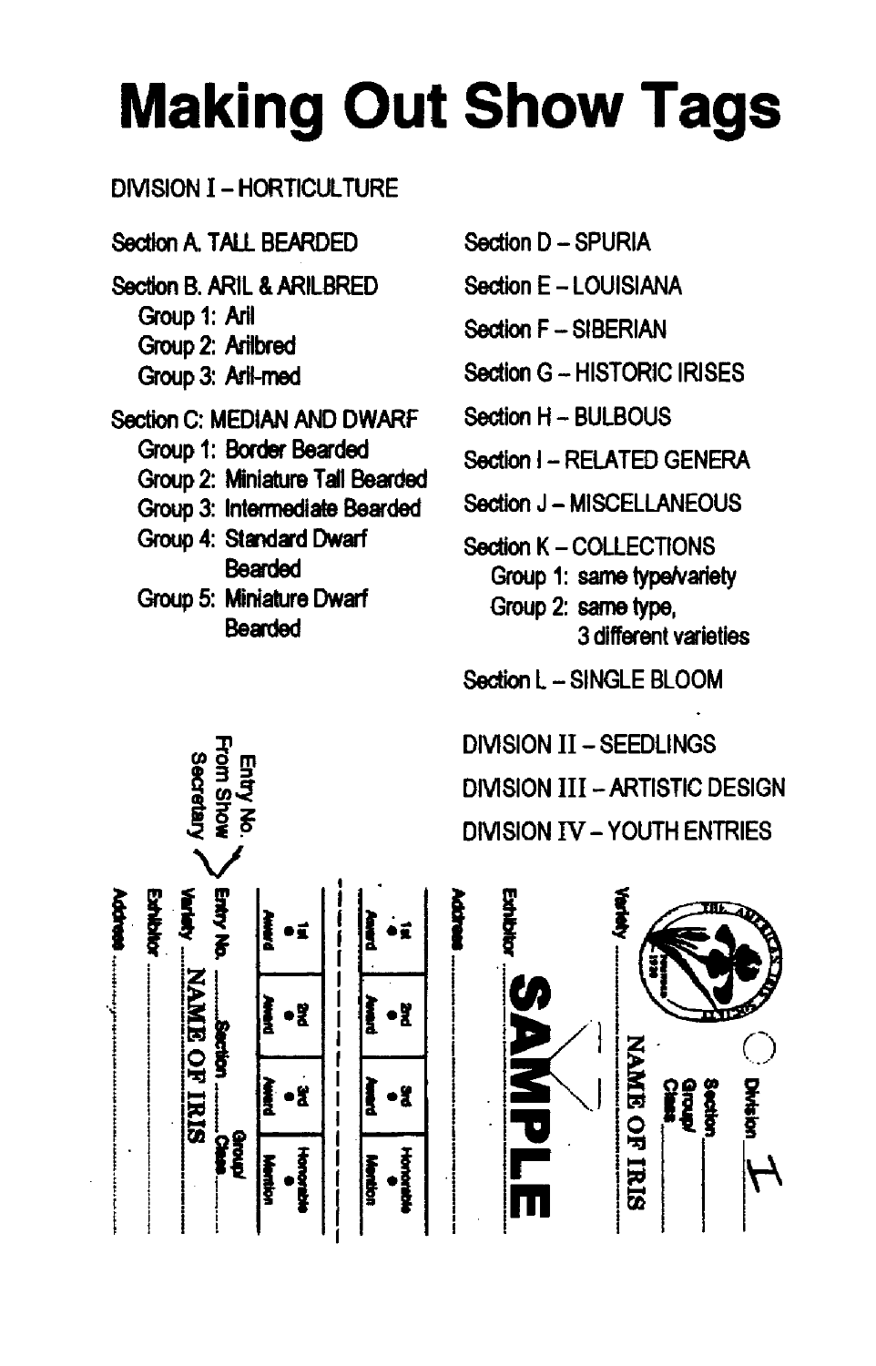# Making Out Show Tags

DIVISION I – HORTICULTURE

Section A. TALL BEARDED

Section B. ARIL & ARILBRED
- Group 1: Aril
- Group 2: Arilbred
- Group 3: Aril-med

Section C: MEDIAN AND DWARF
- Group 1: Border Bearded
- Group 2: Miniature Tall Bearded
- Group 3: Intermediate Bearded
- Group 4: Standard Dwarf Bearded
- Group 5: Miniature Dwarf Bearded

Section D – SPURIA

Section E – LOUISIANA

Section F – SIBERIAN

Section G – HISTORIC IRISES

Section H – BULBOUS

Section I – RELATED GENERA

Section J – MISCELLANEOUS

Section K – COLLECTIONS
- Group 1: same type/variety
- Group 2: same type, 3 different varieties

Section L – SINGLE BLOOM

DIVISION II – SEEDLINGS

DIVISION III – ARTISTIC DESIGN

DIVISION IV – YOUTH ENTRIES

Entry No. From Show Secretary

Address ..........

Exhibitor ..........

Variety ... NAME OF IRIS

Entry No. ........ Section ........ Group/Class ........

| 1st Award | 2nd Award | 3rd Award | Honorable Mention |
|---|---|---|---|

| 1st Award | 2nd Award | 3rd Award | Honorable Mention |
|---|---|---|---|

Address ..........

Exhibitor ..... SAMPLE

Variety ..... NAME OF IRIS

Division I

Section ........

Group/Class ........